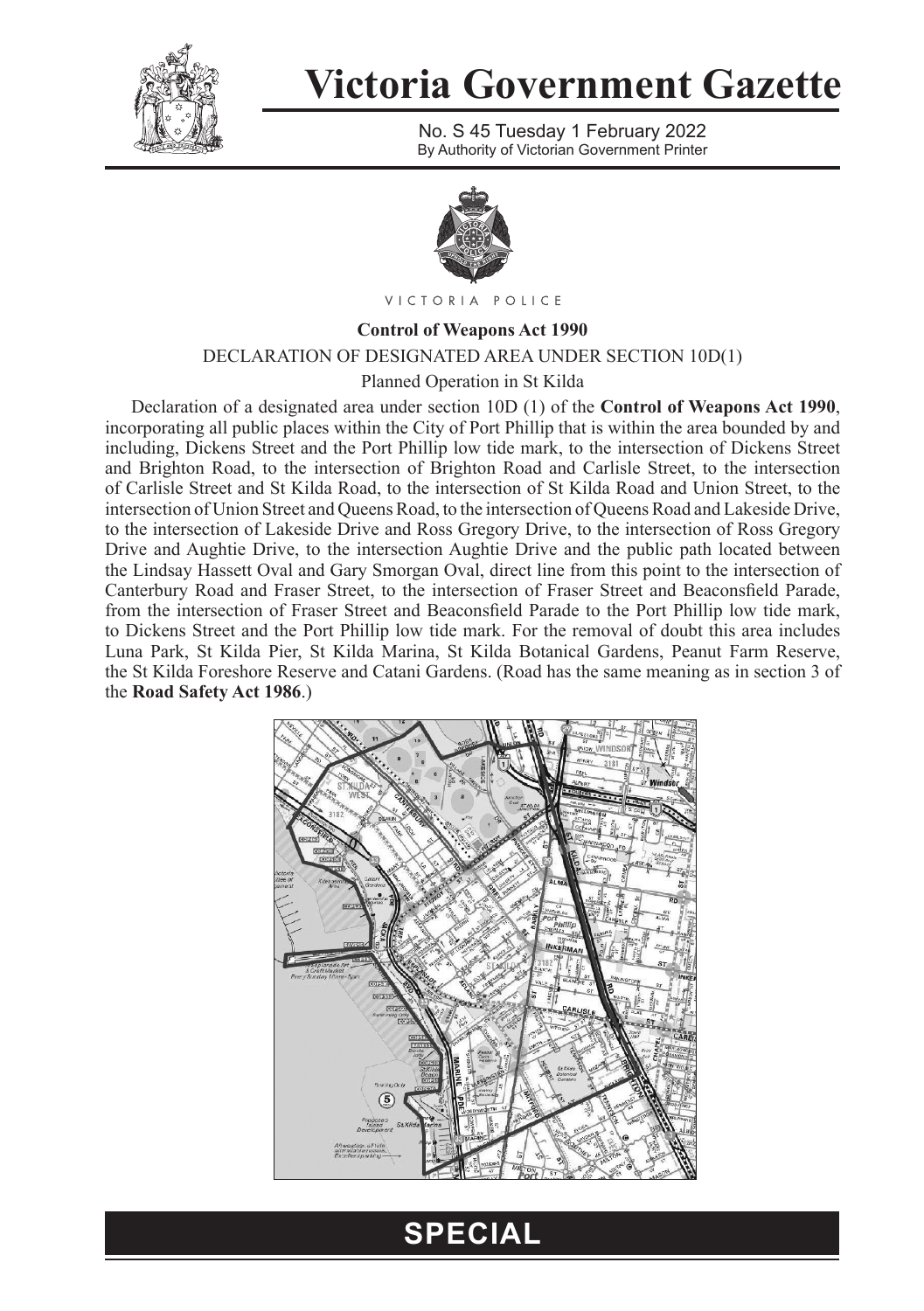# Victoria Government Gazette

No. S 45 Tuesday 1 February 2022
By Authority of Victorian Government Printer

VICTORIA POLICE

**Control of Weapons Act 1990**

DECLARATION OF DESIGNATED AREA UNDER SECTION 10D(1)

Planned Operation in St Kilda

Declaration of a designated area under section 10D (1) of the **Control of Weapons Act 1990**, incorporating all public places within the City of Port Phillip that is within the area bounded by and including, Dickens Street and the Port Phillip low tide mark, to the intersection of Dickens Street and Brighton Road, to the intersection of Brighton Road and Carlisle Street, to the intersection of Carlisle Street and St Kilda Road, to the intersection of St Kilda Road and Union Street, to the intersection of Union Street and Queens Road, to the intersection of Queens Road and Lakeside Drive, to the intersection of Lakeside Drive and Ross Gregory Drive, to the intersection of Ross Gregory Drive and Aughtie Drive, to the intersection Aughtie Drive and the public path located between the Lindsay Hassett Oval and Gary Smorgan Oval, direct line from this point to the intersection of Canterbury Road and Fraser Street, to the intersection of Fraser Street and Beaconsfield Parade, from the intersection of Fraser Street and Beaconsfield Parade to the Port Phillip low tide mark, to Dickens Street and the Port Phillip low tide mark. For the removal of doubt this area includes Luna Park, St Kilda Pier, St Kilda Marina, St Kilda Botanical Gardens, Peanut Farm Reserve, the St Kilda Foreshore Reserve and Catani Gardens. (Road has the same meaning as in section 3 of the **Road Safety Act 1986**.)

**SPECIAL**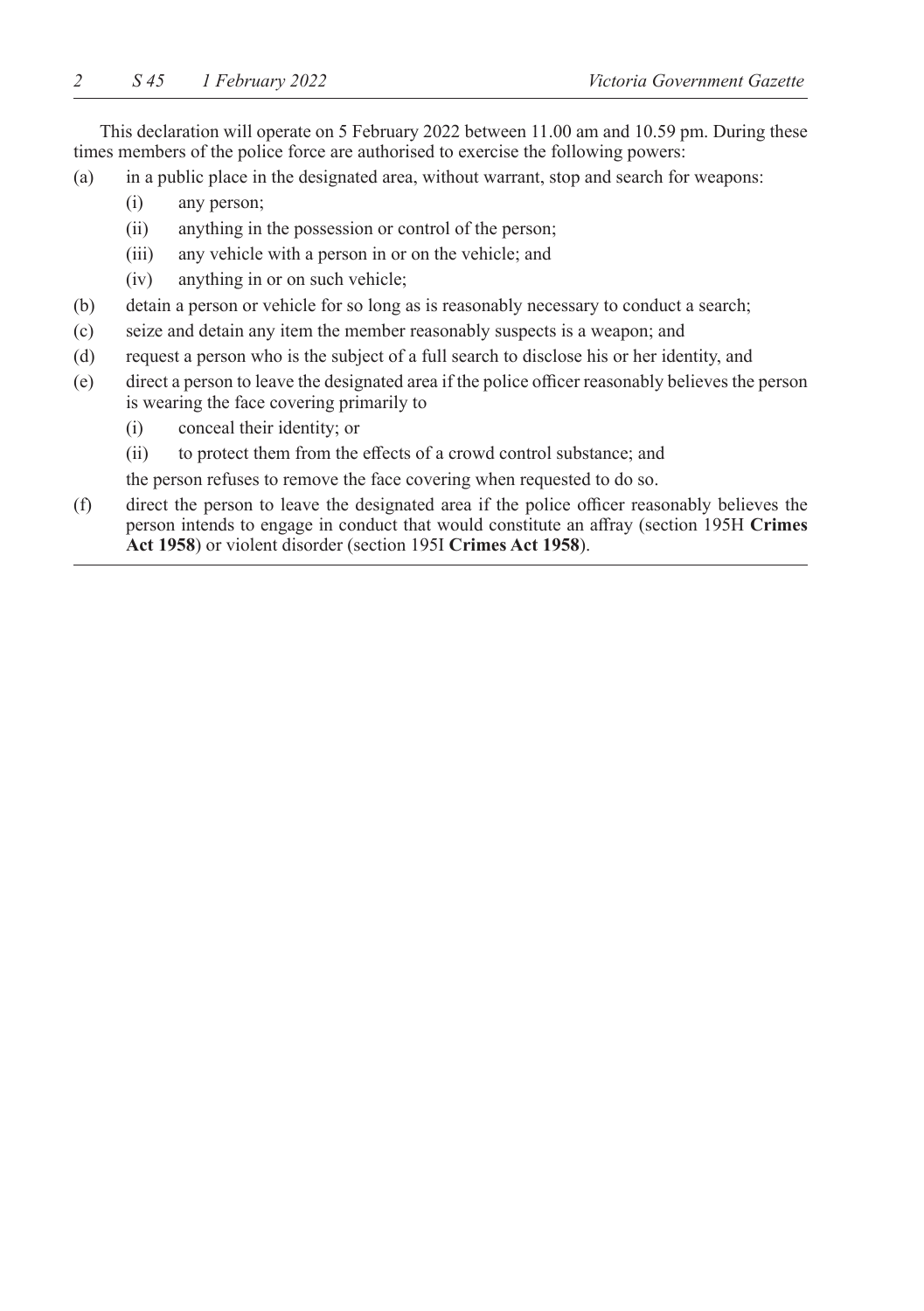This declaration will operate on 5 February 2022 between 11.00 am and 10.59 pm. During these times members of the police force are authorised to exercise the following powers:

(a) in a public place in the designated area, without warrant, stop and search for weapons:
   (i) any person;
   (ii) anything in the possession or control of the person;
   (iii) any vehicle with a person in or on the vehicle; and
   (iv) anything in or on such vehicle;

(b) detain a person or vehicle for so long as is reasonably necessary to conduct a search;

(c) seize and detain any item the member reasonably suspects is a weapon; and

(d) request a person who is the subject of a full search to disclose his or her identity, and

(e) direct a person to leave the designated area if the police officer reasonably believes the person is wearing the face covering primarily to
   (i) conceal their identity; or
   (ii) to protect them from the effects of a crowd control substance; and

   the person refuses to remove the face covering when requested to do so.

(f) direct the person to leave the designated area if the police officer reasonably believes the person intends to engage in conduct that would constitute an affray (section 195H **Crimes Act 1958**) or violent disorder (section 195I **Crimes Act 1958**).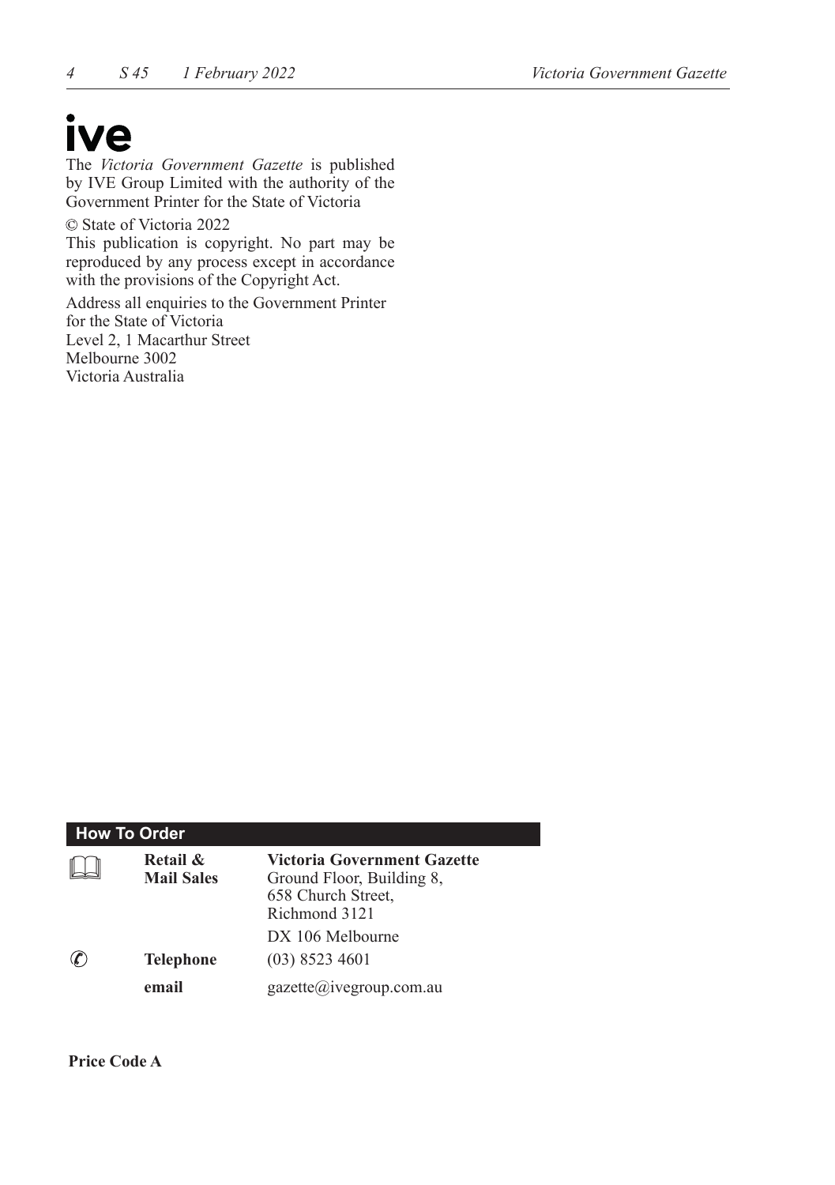ive

The *Victoria Government Gazette* is published by IVE Group Limited with the authority of the Government Printer for the State of Victoria

© State of Victoria 2022

This publication is copyright. No part may be reproduced by any process except in accordance with the provisions of the Copyright Act.

Address all enquiries to the Government Printer for the State of Victoria
Level 2, 1 Macarthur Street
Melbourne 3002
Victoria Australia

## How To Order

| | | |
|---|---|---|
| | **Retail & Mail Sales** | **Victoria Government Gazette** Ground Floor, Building 8, 658 Church Street, Richmond 3121 |
| | | DX 106 Melbourne |
| | **Telephone** | (03) 8523 4601 |
| | **email** | gazette@ivegroup.com.au |

**Price Code A**